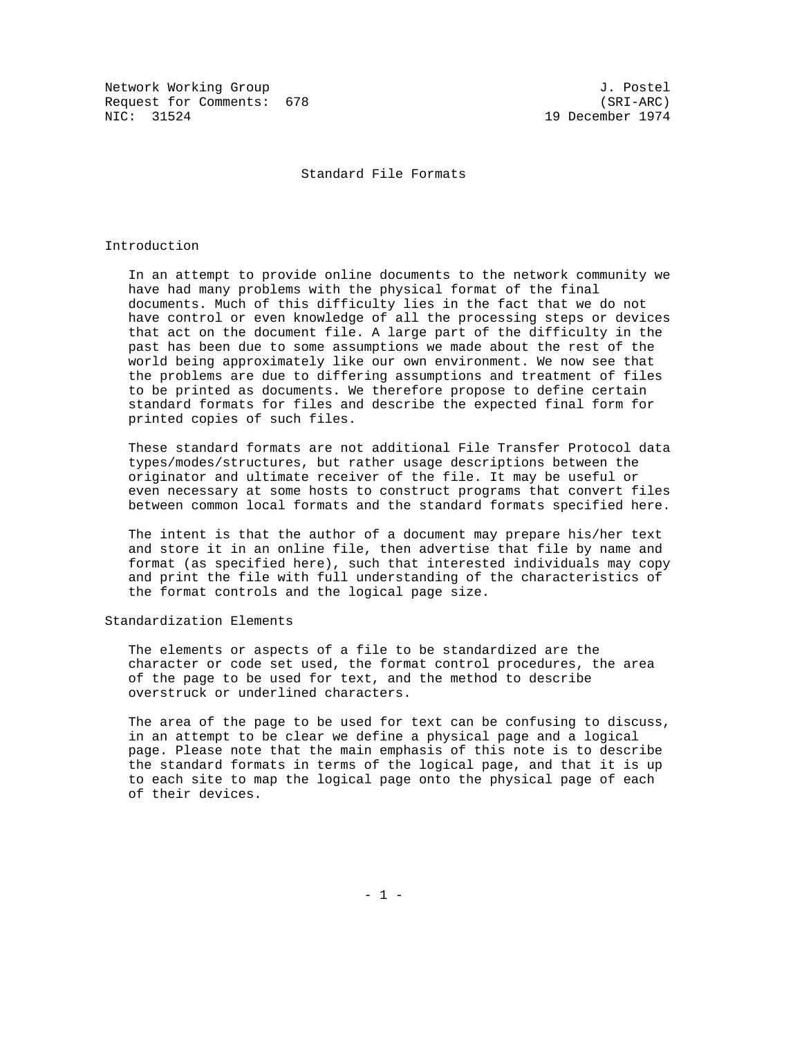Network Working Group                                          J. Postel
Request for Comments:  678                                     (SRI-ARC)
NIC:  31524                                             19 December 1974

# Standard File Formats

## Introduction

In an attempt to provide online documents to the network community we have had many problems with the physical format of the final documents. Much of this difficulty lies in the fact that we do not have control or even knowledge of all the processing steps or devices that act on the document file. A large part of the difficulty in the past has been due to some assumptions we made about the rest of the world being approximately like our own environment. We now see that the problems are due to differing assumptions and treatment of files to be printed as documents. We therefore propose to define certain standard formats for files and describe the expected final form for printed copies of such files.

These standard formats are not additional File Transfer Protocol data types/modes/structures, but rather usage descriptions between the originator and ultimate receiver of the file. It may be useful or even necessary at some hosts to construct programs that convert files between common local formats and the standard formats specified here.

The intent is that the author of a document may prepare his/her text and store it in an online file, then advertise that file by name and format (as specified here), such that interested individuals may copy and print the file with full understanding of the characteristics of the format controls and the logical page size.

## Standardization Elements

The elements or aspects of a file to be standardized are the character or code set used, the format control procedures, the area of the page to be used for text, and the method to describe overstruck or underlined characters.

The area of the page to be used for text can be confusing to discuss, in an attempt to be clear we define a physical page and a logical page. Please note that the main emphasis of this note is to describe the standard formats in terms of the logical page, and that it is up to each site to map the logical page onto the physical page of each of their devices.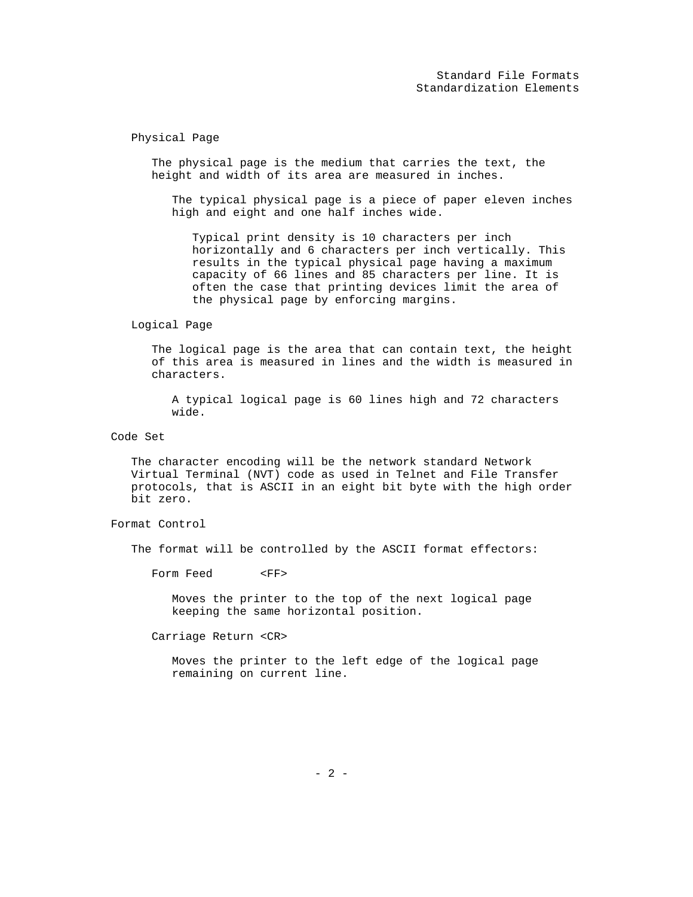### Physical Page

The physical page is the medium that carries the text, the height and width of its area are measured in inches.

The typical physical page is a piece of paper eleven inches high and eight and one half inches wide.

Typical print density is 10 characters per inch horizontally and 6 characters per inch vertically. This results in the typical physical page having a maximum capacity of 66 lines and 85 characters per line. It is often the case that printing devices limit the area of the physical page by enforcing margins.

### Logical Page

The logical page is the area that can contain text, the height of this area is measured in lines and the width is measured in characters.

A typical logical page is 60 lines high and 72 characters wide.

## Code Set

The character encoding will be the network standard Network Virtual Terminal (NVT) code as used in Telnet and File Transfer protocols, that is ASCII in an eight bit byte with the high order bit zero.

## Format Control

The format will be controlled by the ASCII format effectors:

Form Feed <FF>

Moves the printer to the top of the next logical page keeping the same horizontal position.

Carriage Return <CR>

Moves the printer to the left edge of the logical page remaining on current line.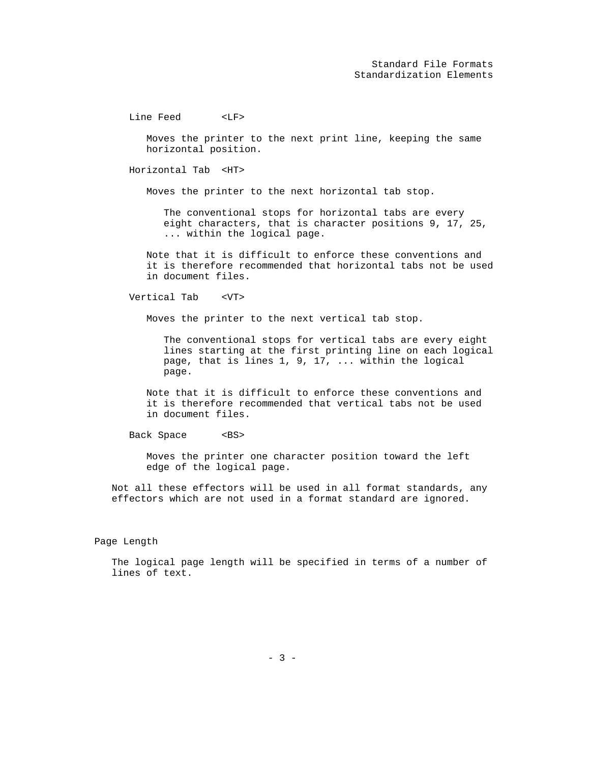Line Feed <LF>

Moves the printer to the next print line, keeping the same horizontal position.

Horizontal Tab <HT>

Moves the printer to the next horizontal tab stop.

The conventional stops for horizontal tabs are every eight characters, that is character positions 9, 17, 25, ... within the logical page.

Note that it is difficult to enforce these conventions and it is therefore recommended that horizontal tabs not be used in document files.

Vertical Tab <VT>

Moves the printer to the next vertical tab stop.

The conventional stops for vertical tabs are every eight lines starting at the first printing line on each logical page, that is lines 1, 9, 17, ... within the logical page.

Note that it is difficult to enforce these conventions and it is therefore recommended that vertical tabs not be used in document files.

Back Space <BS>

Moves the printer one character position toward the left edge of the logical page.

Not all these effectors will be used in all format standards, any effectors which are not used in a format standard are ignored.

## Page Length

The logical page length will be specified in terms of a number of lines of text.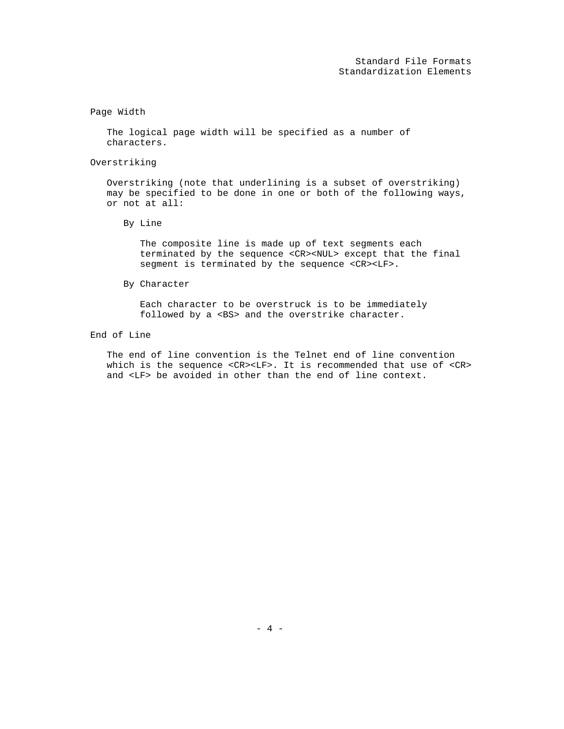## Page Width

The logical page width will be specified as a number of characters.

## Overstriking

Overstriking (note that underlining is a subset of overstriking) may be specified to be done in one or both of the following ways, or not at all:

### By Line

The composite line is made up of text segments each terminated by the sequence <CR><NUL> except that the final segment is terminated by the sequence <CR><LF>.

### By Character

Each character to be overstruck is to be immediately followed by a <BS> and the overstrike character.

## End of Line

The end of line convention is the Telnet end of line convention which is the sequence <CR><LF>. It is recommended that use of <CR> and <LF> be avoided in other than the end of line context.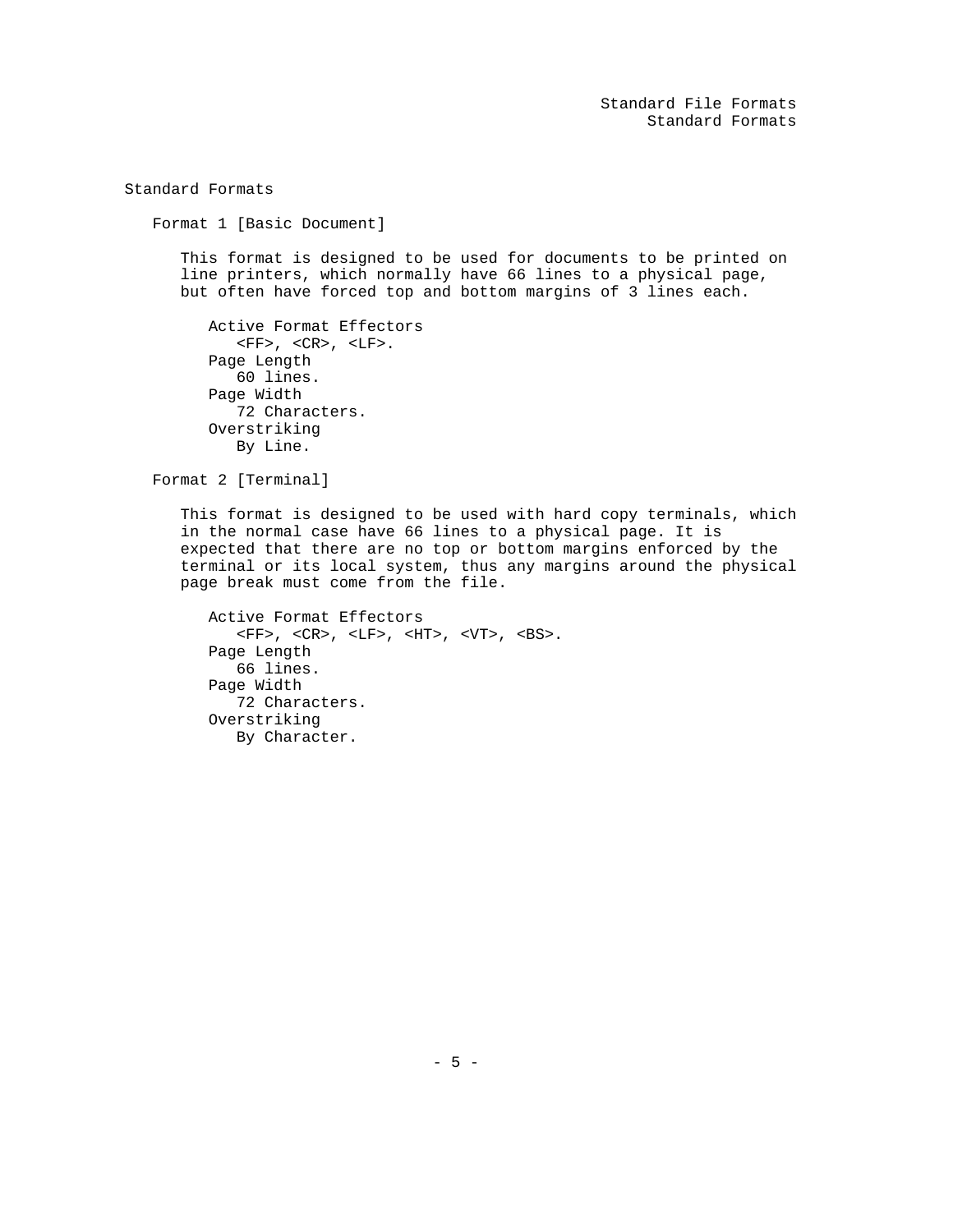## Standard Formats

### Format 1 [Basic Document]

This format is designed to be used for documents to be printed on line printers, which normally have 66 lines to a physical page, but often have forced top and bottom margins of 3 lines each.

- Active Format Effectors
  - <FF>, <CR>, <LF>.
- Page Length
  - 60 lines.
- Page Width
  - 72 Characters.
- Overstriking
  - By Line.

### Format 2 [Terminal]

This format is designed to be used with hard copy terminals, which in the normal case have 66 lines to a physical page. It is expected that there are no top or bottom margins enforced by the terminal or its local system, thus any margins around the physical page break must come from the file.

- Active Format Effectors
  - <FF>, <CR>, <LF>, <HT>, <VT>, <BS>.
- Page Length
  - 66 lines.
- Page Width
  - 72 Characters.
- Overstriking
  - By Character.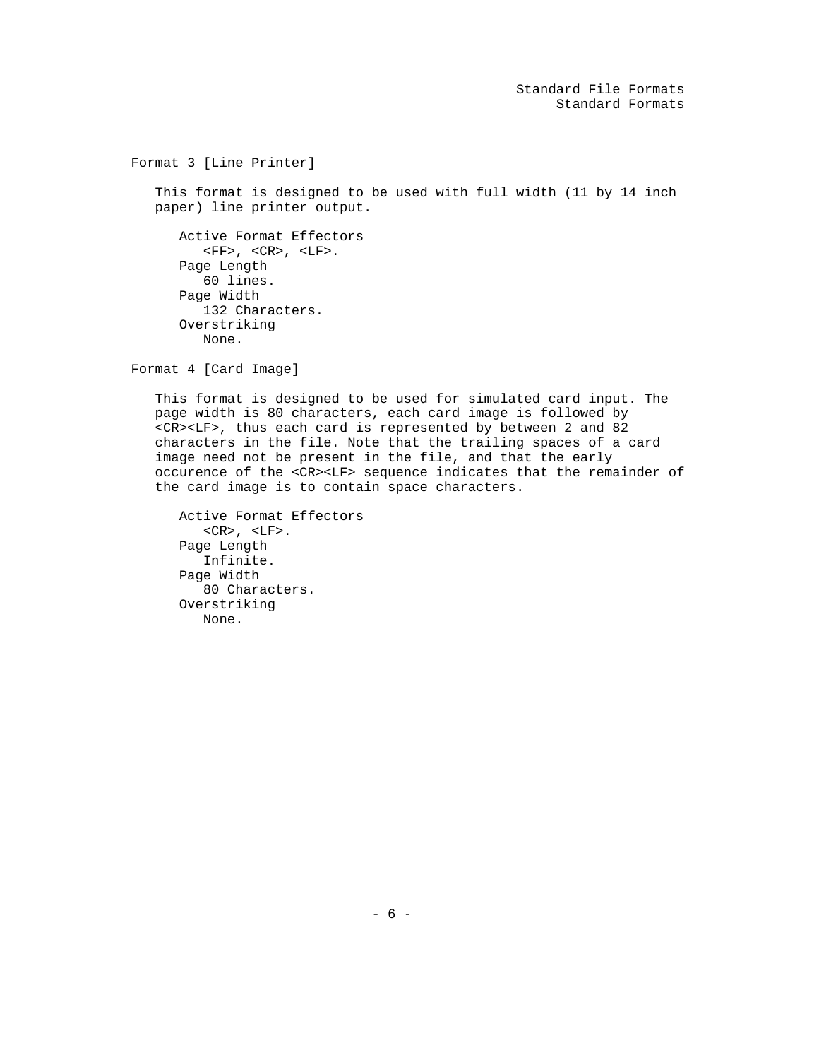## Format 3 [Line Printer]

This format is designed to be used with full width (11 by 14 inch paper) line printer output.

Active Format Effectors
: <FF>, <CR>, <LF>.

Page Length
: 60 lines.

Page Width
: 132 Characters.

Overstriking
: None.

## Format 4 [Card Image]

This format is designed to be used for simulated card input. The page width is 80 characters, each card image is followed by <CR><LF>, thus each card is represented by between 2 and 82 characters in the file. Note that the trailing spaces of a card image need not be present in the file, and that the early occurence of the <CR><LF> sequence indicates that the remainder of the card image is to contain space characters.

Active Format Effectors
: <CR>, <LF>.

Page Length
: Infinite.

Page Width
: 80 Characters.

Overstriking
: None.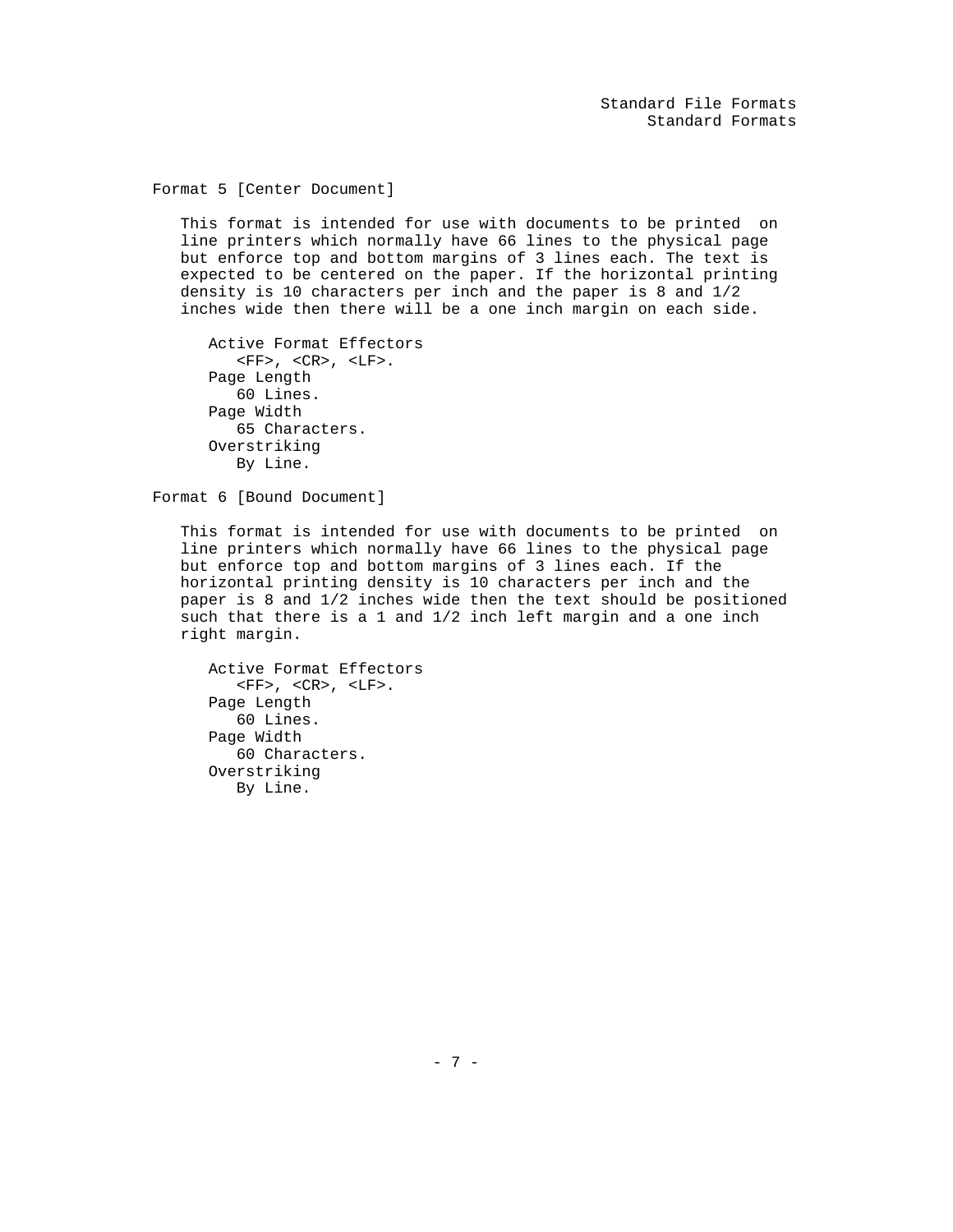Format 5 [Center Document]

This format is intended for use with documents to be printed on line printers which normally have 66 lines to the physical page but enforce top and bottom margins of 3 lines each. The text is expected to be centered on the paper. If the horizontal printing density is 10 characters per inch and the paper is 8 and 1/2 inches wide then there will be a one inch margin on each side.

- Active Format Effectors
  - <FF>, <CR>, <LF>.
- Page Length
  - 60 Lines.
- Page Width
  - 65 Characters.
- Overstriking
  - By Line.

Format 6 [Bound Document]

This format is intended for use with documents to be printed on line printers which normally have 66 lines to the physical page but enforce top and bottom margins of 3 lines each. If the horizontal printing density is 10 characters per inch and the paper is 8 and 1/2 inches wide then the text should be positioned such that there is a 1 and 1/2 inch left margin and a one inch right margin.

- Active Format Effectors
  - <FF>, <CR>, <LF>.
- Page Length
  - 60 Lines.
- Page Width
  - 60 Characters.
- Overstriking
  - By Line.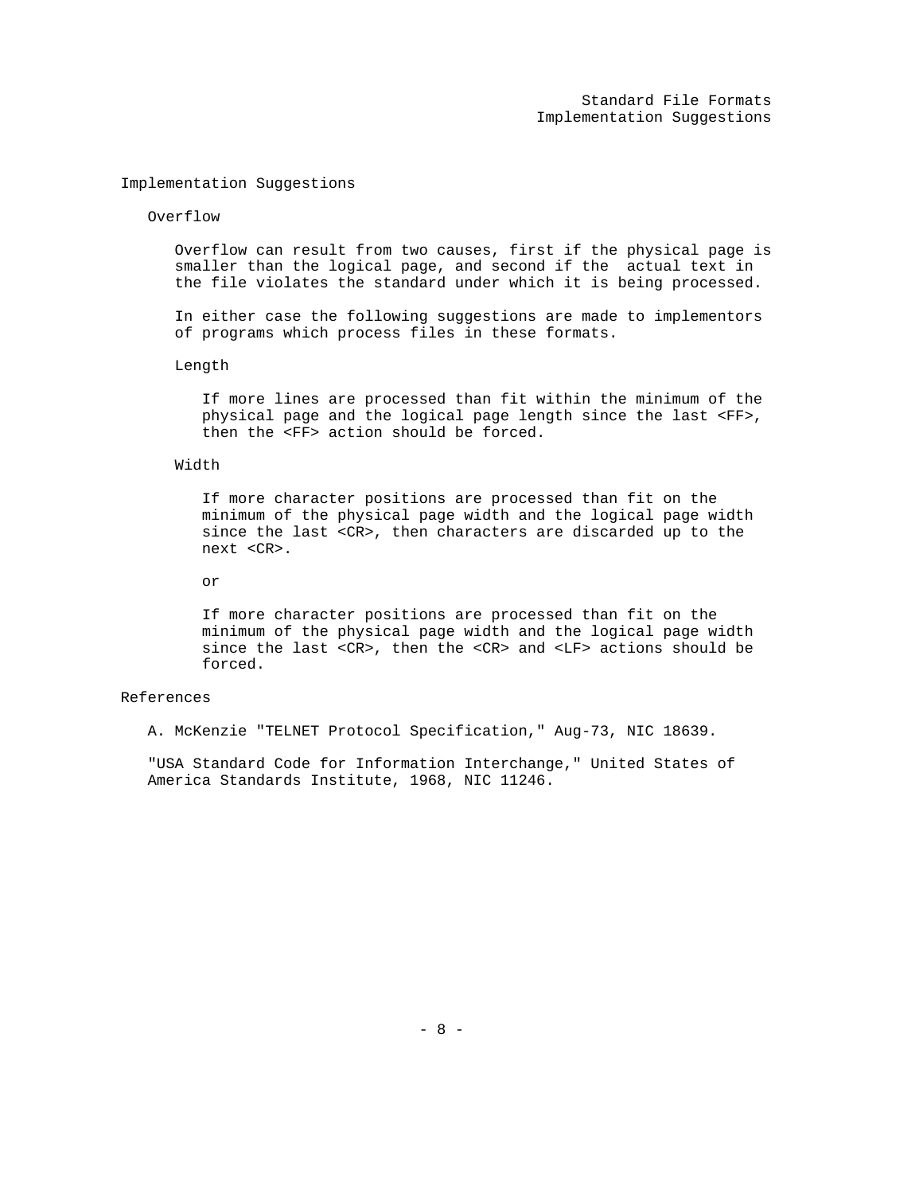# Implementation Suggestions

## Overflow

Overflow can result from two causes, first if the physical page is smaller than the logical page, and second if the actual text in the file violates the standard under which it is being processed.

In either case the following suggestions are made to implementors of programs which process files in these formats.

### Length

If more lines are processed than fit within the minimum of the physical page and the logical page length since the last <FF>, then the <FF> action should be forced.

### Width

If more character positions are processed than fit on the minimum of the physical page width and the logical page width since the last <CR>, then characters are discarded up to the next <CR>.

or

If more character positions are processed than fit on the minimum of the physical page width and the logical page width since the last <CR>, then the <CR> and <LF> actions should be forced.

# References

A. McKenzie "TELNET Protocol Specification," Aug-73, NIC 18639.

"USA Standard Code for Information Interchange," United States of America Standards Institute, 1968, NIC 11246.